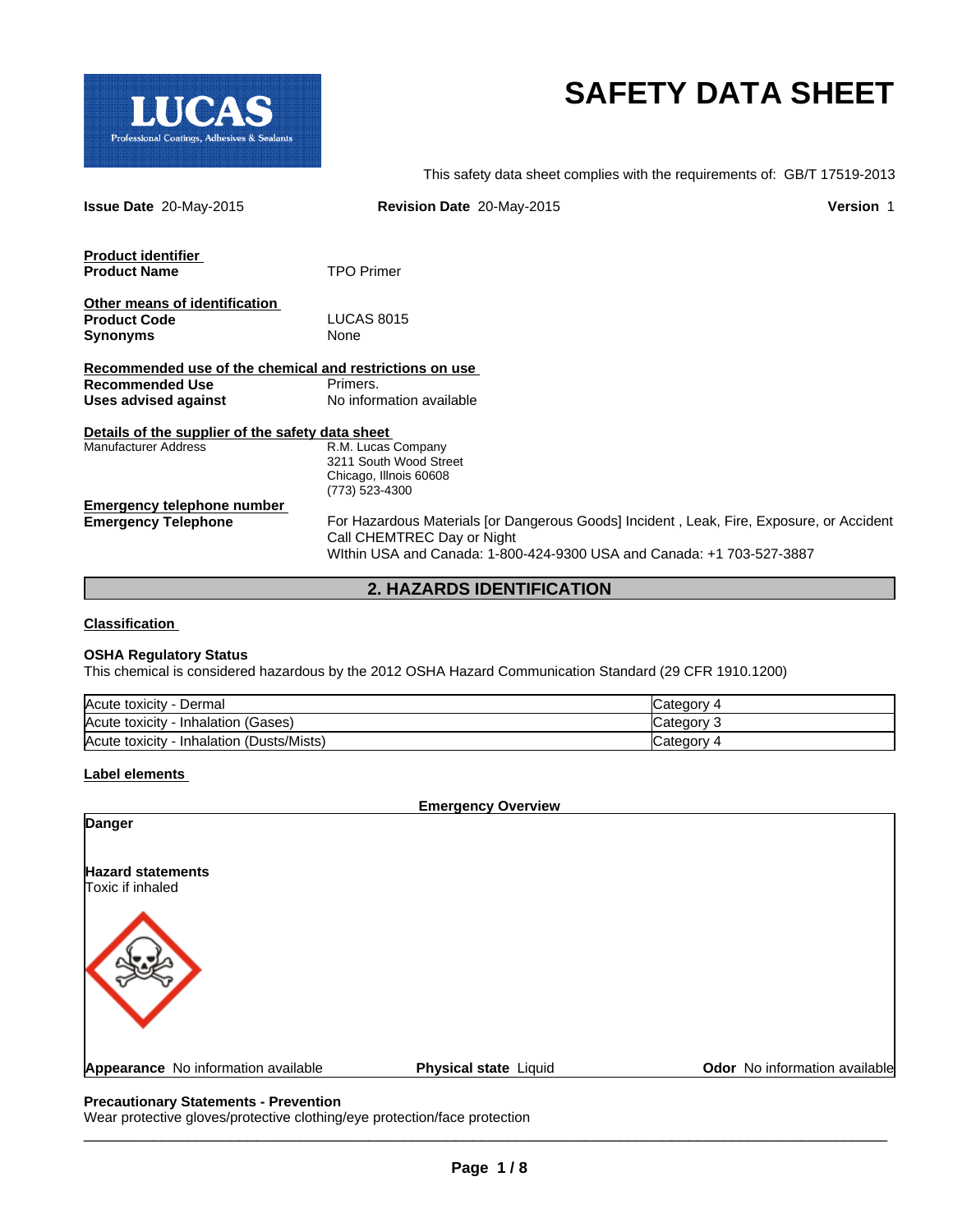# SAFETY DATA SHEET

LUCAS Professional Coatings, Adhesives & Sealants

This safety data sheet complies with the requirements of: GB/T 17519-2013

**Issue Date** 20-May-2015 **Revision Date** 20-May-2015 **Version** 1

**Product identifier**

**Product Name** TPO Primer

**Other means of identification**

**Product Code** LUCAS 8015

**Synonyms** None

**Recommended use of the chemical and restrictions on use**

**Recommended Use** Primers.

**Uses advised against** No information available

**Details of the supplier of the safety data sheet**

Manufacturer Address
R.M. Lucas Company
3211 South Wood Street
Chicago, Illnois 60608
(773) 523-4300

**Emergency telephone number**

**Emergency Telephone** For Hazardous Materials [or Dangerous Goods] Incident , Leak, Fire, Exposure, or Accident Call CHEMTREC Day or Night
WIthin USA and Canada: 1-800-424-9300 USA and Canada: +1 703-527-3887

## 2. HAZARDS IDENTIFICATION

**Classification**

**OSHA Regulatory Status**

This chemical is considered hazardous by the 2012 OSHA Hazard Communication Standard (29 CFR 1910.1200)

| Hazard | Category |
|---|---|
| Acute toxicity - Dermal | Category 4 |
| Acute toxicity - Inhalation (Gases) | Category 3 |
| Acute toxicity - Inhalation (Dusts/Mists) | Category 4 |

**Label elements**

**Emergency Overview**

**Danger**

**Hazard statements**

Toxic if inhaled

**Appearance** No information available **Physical state** Liquid **Odor** No information available

**Precautionary Statements - Prevention**

Wear protective gloves/protective clothing/eye protection/face protection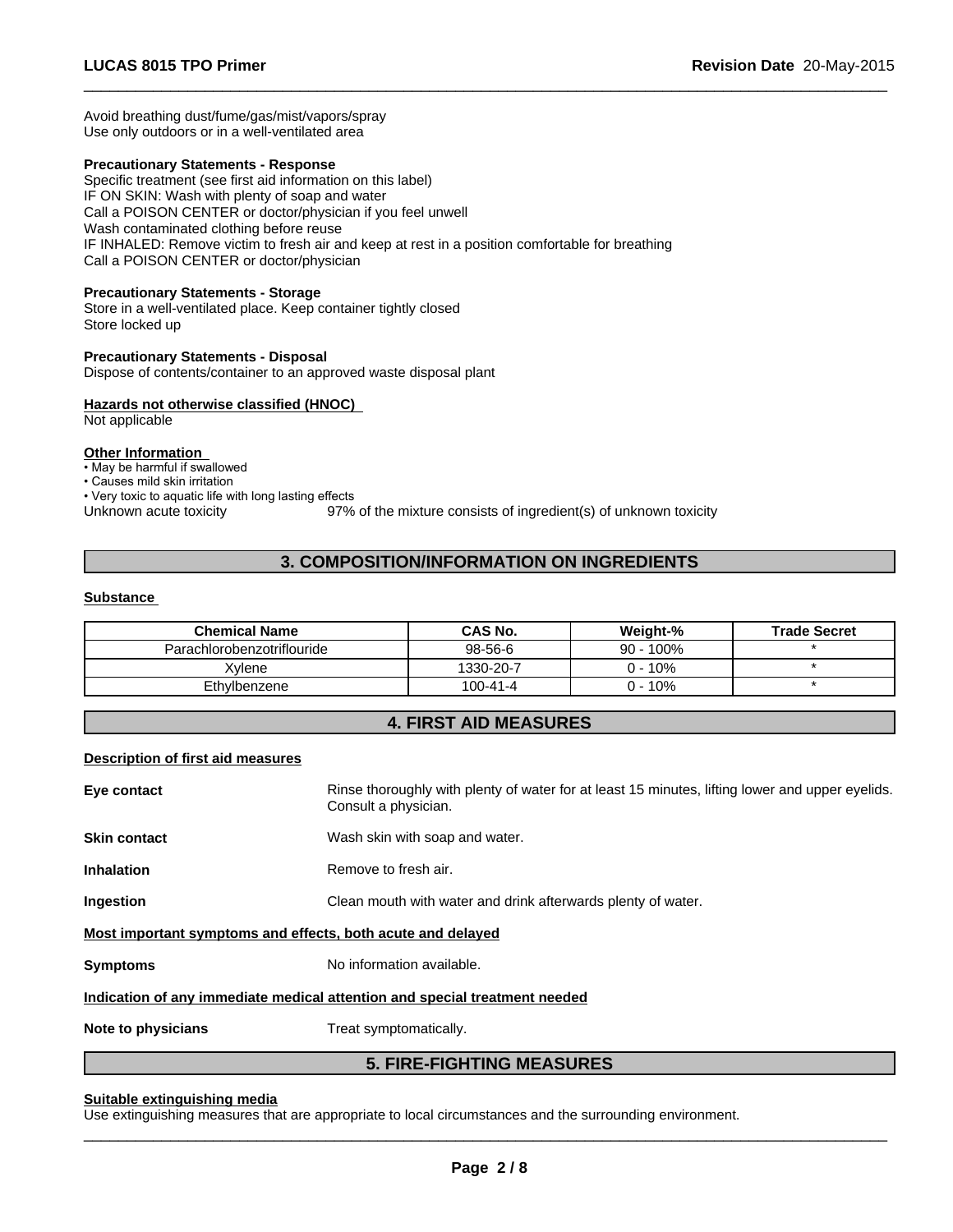Avoid breathing dust/fume/gas/mist/vapors/spray
Use only outdoors or in a well-ventilated area

**Precautionary Statements - Response**
Specific treatment (see first aid information on this label)
IF ON SKIN: Wash with plenty of soap and water
Call a POISON CENTER or doctor/physician if you feel unwell
Wash contaminated clothing before reuse
IF INHALED: Remove victim to fresh air and keep at rest in a position comfortable for breathing
Call a POISON CENTER or doctor/physician

**Precautionary Statements - Storage**
Store in a well-ventilated place. Keep container tightly closed
Store locked up

**Precautionary Statements - Disposal**
Dispose of contents/container to an approved waste disposal plant

**Hazards not otherwise classified (HNOC)**
Not applicable

**Other Information**

- May be harmful if swallowed
- Causes mild skin irritation
- Very toxic to aquatic life with long lasting effects

Unknown acute toxicity 97% of the mixture consists of ingredient(s) of unknown toxicity

## 3. COMPOSITION/INFORMATION ON INGREDIENTS

**Substance**

| Chemical Name | CAS No. | Weight-% | Trade Secret |
|---|---|---|---|
| Parachlorobenzotriflouride | 98-56-6 | 90 - 100% | * |
| Xylene | 1330-20-7 | 0 - 10% | * |
| Ethylbenzene | 100-41-4 | 0 - 10% | * |

## 4. FIRST AID MEASURES

**Description of first aid measures**

**Eye contact** Rinse thoroughly with plenty of water for at least 15 minutes, lifting lower and upper eyelids. Consult a physician.

**Skin contact** Wash skin with soap and water.

**Inhalation** Remove to fresh air.

**Ingestion** Clean mouth with water and drink afterwards plenty of water.

**Most important symptoms and effects, both acute and delayed**

**Symptoms** No information available.

**Indication of any immediate medical attention and special treatment needed**

**Note to physicians** Treat symptomatically.

## 5. FIRE-FIGHTING MEASURES

**Suitable extinguishing media**
Use extinguishing measures that are appropriate to local circumstances and the surrounding environment.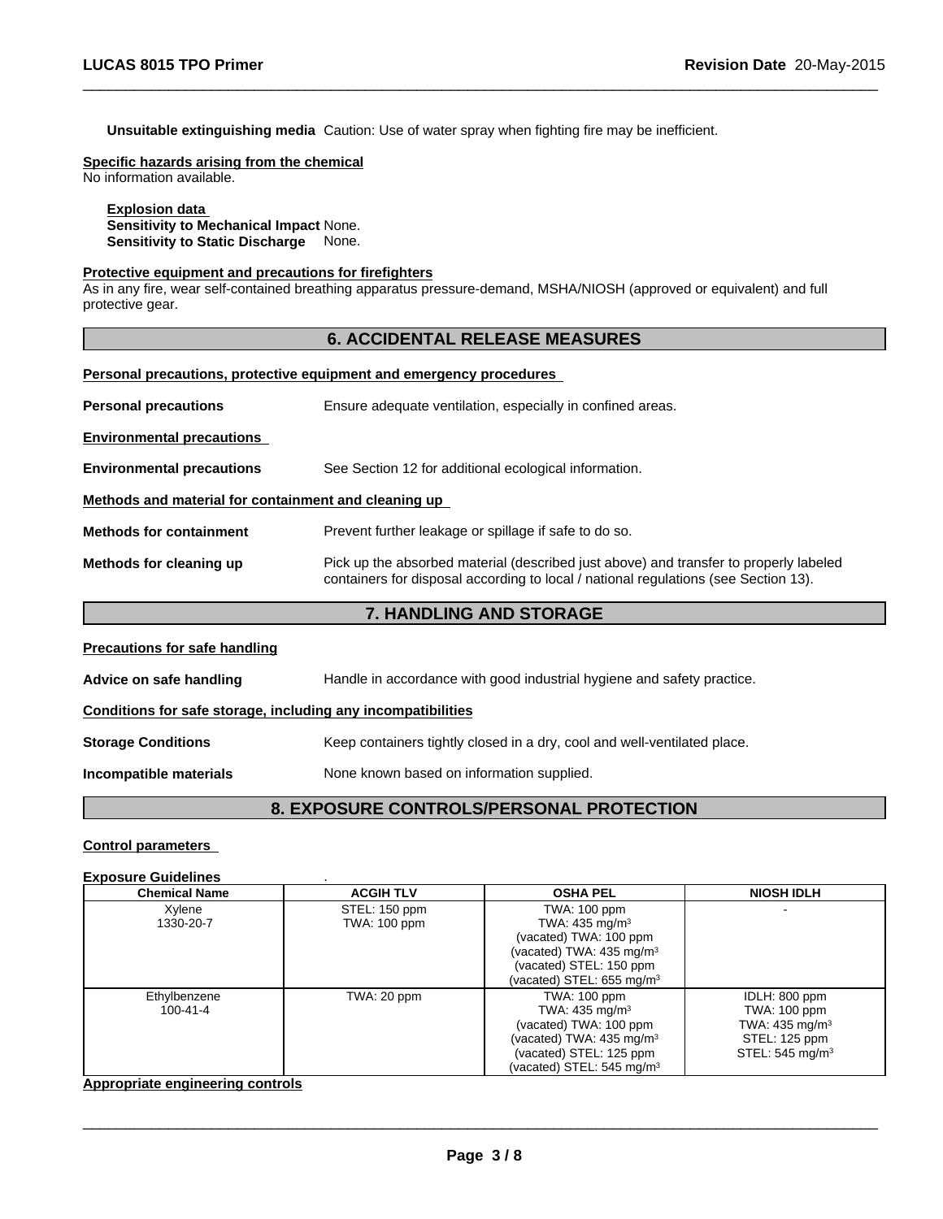**Unsuitable extinguishing media** Caution: Use of water spray when fighting fire may be inefficient.

**Specific hazards arising from the chemical**
No information available.

**Explosion data**
**Sensitivity to Mechanical Impact** None.
**Sensitivity to Static Discharge** None.

**Protective equipment and precautions for firefighters**
As in any fire, wear self-contained breathing apparatus pressure-demand, MSHA/NIOSH (approved or equivalent) and full protective gear.

## 6. ACCIDENTAL RELEASE MEASURES

**Personal precautions, protective equipment and emergency procedures**

**Personal precautions** Ensure adequate ventilation, especially in confined areas.

**Environmental precautions**

**Environmental precautions** See Section 12 for additional ecological information.

**Methods and material for containment and cleaning up**

**Methods for containment** Prevent further leakage or spillage if safe to do so.

**Methods for cleaning up** Pick up the absorbed material (described just above) and transfer to properly labeled containers for disposal according to local / national regulations (see Section 13).

## 7. HANDLING AND STORAGE

**Precautions for safe handling**

**Advice on safe handling** Handle in accordance with good industrial hygiene and safety practice.

**Conditions for safe storage, including any incompatibilities**

**Storage Conditions** Keep containers tightly closed in a dry, cool and well-ventilated place.

**Incompatible materials** None known based on information supplied.

## 8. EXPOSURE CONTROLS/PERSONAL PROTECTION

**Control parameters**

**Exposure Guidelines** .

| Chemical Name | ACGIH TLV | OSHA PEL | NIOSH IDLH |
|---|---|---|---|
| Xylene<br>1330-20-7 | STEL: 150 ppm<br>TWA: 100 ppm | TWA: 100 ppm<br>TWA: 435 mg/m$^3$<br>(vacated) TWA: 100 ppm<br>(vacated) TWA: 435 mg/m$^3$<br>(vacated) STEL: 150 ppm<br>(vacated) STEL: 655 mg/m$^3$ | - |
| Ethylbenzene<br>100-41-4 | TWA: 20 ppm | TWA: 100 ppm<br>TWA: 435 mg/m$^3$<br>(vacated) TWA: 100 ppm<br>(vacated) TWA: 435 mg/m$^3$<br>(vacated) STEL: 125 ppm<br>(vacated) STEL: 545 mg/m$^3$ | IDLH: 800 ppm<br>TWA: 100 ppm<br>TWA: 435 mg/m$^3$<br>STEL: 125 ppm<br>STEL: 545 mg/m$^3$ |

**Appropriate engineering controls**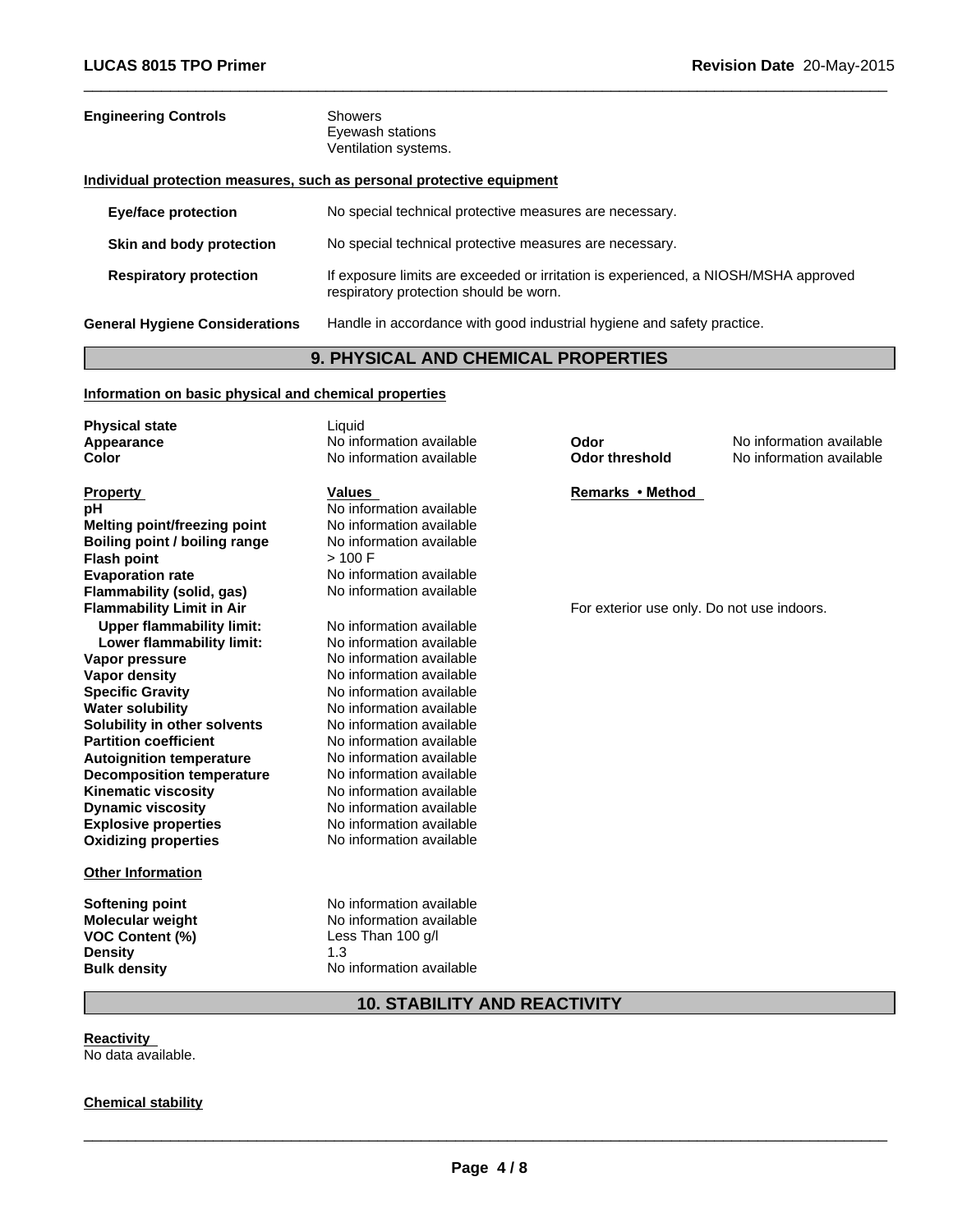**Engineering Controls** Showers
Eyewash stations
Ventilation systems.

**Individual protection measures, such as personal protective equipment**

| | |
|---|---|
| **Eye/face protection** | No special technical protective measures are necessary. |
| **Skin and body protection** | No special technical protective measures are necessary. |
| **Respiratory protection** | If exposure limits are exceeded or irritation is experienced, a NIOSH/MSHA approved respiratory protection should be worn. |

**General Hygiene Considerations** Handle in accordance with good industrial hygiene and safety practice.

## 9. PHYSICAL AND CHEMICAL PROPERTIES

**Information on basic physical and chemical properties**

| | | | |
|---|---|---|---|
| **Physical state** | Liquid | | |
| **Appearance** | No information available | **Odor** | No information available |
| **Color** | No information available | **Odor threshold** | No information available |

| **Property** | **Values** | **Remarks • Method** |
|---|---|---|
| **pH** | No information available | |
| **Melting point/freezing point** | No information available | |
| **Boiling point / boiling range** | No information available | |
| **Flash point** | > 100 F | |
| **Evaporation rate** | No information available | |
| **Flammability (solid, gas)** | No information available | |
| **Flammability Limit in Air** | | For exterior use only. Do not use indoors. |
| **Upper flammability limit:** | No information available | |
| **Lower flammability limit:** | No information available | |
| **Vapor pressure** | No information available | |
| **Vapor density** | No information available | |
| **Specific Gravity** | No information available | |
| **Water solubility** | No information available | |
| **Solubility in other solvents** | No information available | |
| **Partition coefficient** | No information available | |
| **Autoignition temperature** | No information available | |
| **Decomposition temperature** | No information available | |
| **Kinematic viscosity** | No information available | |
| **Dynamic viscosity** | No information available | |
| **Explosive properties** | No information available | |
| **Oxidizing properties** | No information available | |

**Other Information**

| | |
|---|---|
| **Softening point** | No information available |
| **Molecular weight** | No information available |
| **VOC Content (%)** | Less Than 100 g/l |
| **Density** | 1.3 |
| **Bulk density** | No information available |

## 10. STABILITY AND REACTIVITY

**Reactivity**
No data available.

**Chemical stability**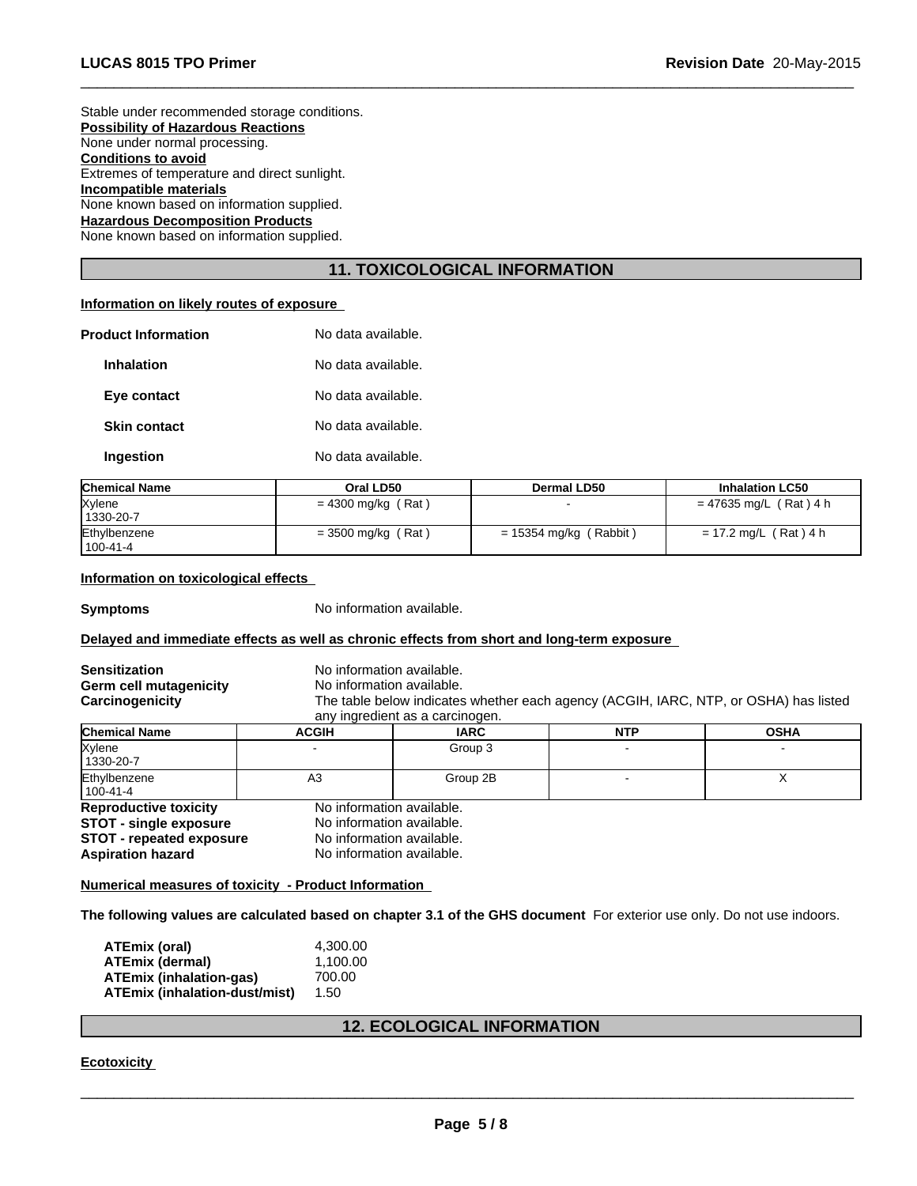Stable under recommended storage conditions.

**Possibility of Hazardous Reactions**

None under normal processing.

**Conditions to avoid**

Extremes of temperature and direct sunlight.

**Incompatible materials**

None known based on information supplied.

**Hazardous Decomposition Products**

None known based on information supplied.

## 11. TOXICOLOGICAL INFORMATION

**Information on likely routes of exposure**

**Product Information** No data available.

**Inhalation** No data available.

**Eye contact** No data available.

**Skin contact** No data available.

**Ingestion** No data available.

| Chemical Name | Oral LD50 | Dermal LD50 | Inhalation LC50 |
|---|---|---|---|
| Xylene<br>1330-20-7 | = 4300 mg/kg ( Rat ) | - | = 47635 mg/L ( Rat ) 4 h |
| Ethylbenzene<br>100-41-4 | = 3500 mg/kg ( Rat ) | = 15354 mg/kg ( Rabbit ) | = 17.2 mg/L ( Rat ) 4 h |

**Information on toxicological effects**

**Symptoms** No information available.

**Delayed and immediate effects as well as chronic effects from short and long-term exposure**

**Sensitization** No information available.
**Germ cell mutagenicity** No information available.
**Carcinogenicity** The table below indicates whether each agency (ACGIH, IARC, NTP, or OSHA) has listed any ingredient as a carcinogen.

| Chemical Name | ACGIH | IARC | NTP | OSHA |
|---|---|---|---|---|
| Xylene<br>1330-20-7 | - | Group 3 | - | - |
| Ethylbenzene<br>100-41-4 | A3 | Group 2B | - | X |

**Reproductive toxicity** No information available.
**STOT - single exposure** No information available.
**STOT - repeated exposure** No information available.
**Aspiration hazard** No information available.

**Numerical measures of toxicity - Product Information**

**The following values are calculated based on chapter 3.1 of the GHS document** For exterior use only. Do not use indoors.

**ATEmix (oral)** 4,300.00
**ATEmix (dermal)** 1,100.00
**ATEmix (inhalation-gas)** 700.00
**ATEmix (inhalation-dust/mist)** 1.50

## 12. ECOLOGICAL INFORMATION

**Ecotoxicity**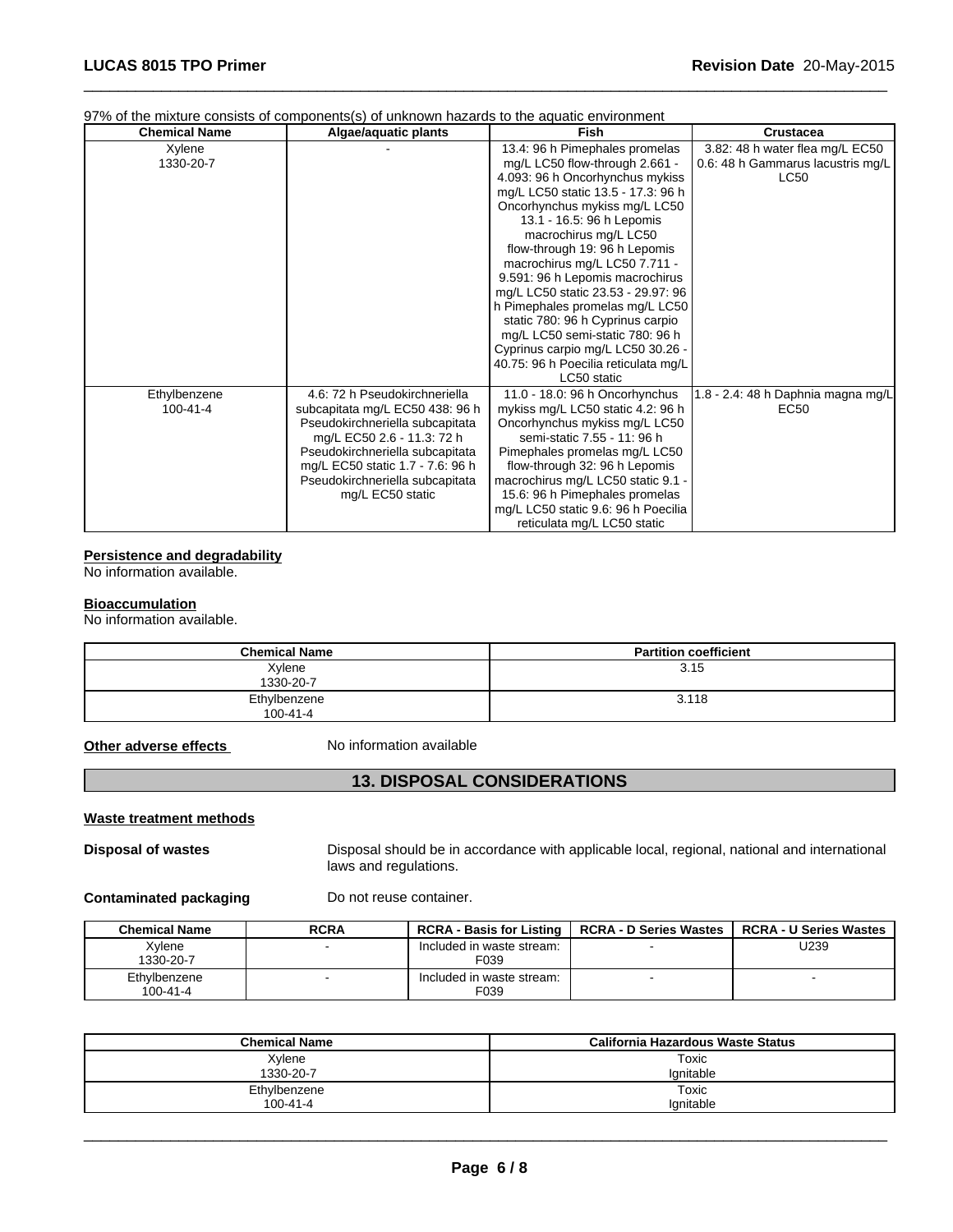97% of the mixture consists of components(s) of unknown hazards to the aquatic environment

| Chemical Name | Algae/aquatic plants | Fish | Crustacea |
|---|---|---|---|
| Xylene<br>1330-20-7 | - | 13.4: 96 h Pimephales promelas mg/L LC50 flow-through 2.661 - 4.093: 96 h Oncorhynchus mykiss mg/L LC50 static 13.5 - 17.3: 96 h Oncorhynchus mykiss mg/L LC50 13.1 - 16.5: 96 h Lepomis macrochirus mg/L LC50 flow-through 19: 96 h Lepomis macrochirus mg/L LC50 7.711 - 9.591: 96 h Lepomis macrochirus mg/L LC50 static 23.53 - 29.97: 96 h Pimephales promelas mg/L LC50 static 780: 96 h Cyprinus carpio mg/L LC50 semi-static 780: 96 h Cyprinus carpio mg/L LC50 30.26 - 40.75: 96 h Poecilia reticulata mg/L LC50 static | 3.82: 48 h water flea mg/L EC50 0.6: 48 h Gammarus lacustris mg/L LC50 |
| Ethylbenzene<br>100-41-4 | 4.6: 72 h Pseudokirchneriella subcapitata mg/L EC50 438: 96 h Pseudokirchneriella subcapitata mg/L EC50 2.6 - 11.3: 72 h Pseudokirchneriella subcapitata mg/L EC50 static 1.7 - 7.6: 96 h Pseudokirchneriella subcapitata mg/L EC50 static | 11.0 - 18.0: 96 h Oncorhynchus mykiss mg/L LC50 static 4.2: 96 h Oncorhynchus mykiss mg/L LC50 semi-static 7.55 - 11: 96 h Pimephales promelas mg/L LC50 flow-through 32: 96 h Lepomis macrochirus mg/L LC50 static 9.1 - 15.6: 96 h Pimephales promelas mg/L LC50 static 9.6: 96 h Poecilia reticulata mg/L LC50 static | 1.8 - 2.4: 48 h Daphnia magna mg/L EC50 |

**Persistence and degradability**

No information available.

**Bioaccumulation**

No information available.

| Chemical Name | Partition coefficient |
|---|---|
| Xylene<br>1330-20-7 | 3.15 |
| Ethylbenzene<br>100-41-4 | 3.118 |

**Other adverse effects** No information available

## 13. DISPOSAL CONSIDERATIONS

**Waste treatment methods**

**Disposal of wastes** Disposal should be in accordance with applicable local, regional, national and international laws and regulations.

**Contaminated packaging** Do not reuse container.

| Chemical Name | RCRA | RCRA - Basis for Listing | RCRA - D Series Wastes | RCRA - U Series Wastes |
|---|---|---|---|---|
| Xylene<br>1330-20-7 | - | Included in waste stream: F039 | - | U239 |
| Ethylbenzene<br>100-41-4 | - | Included in waste stream: F039 | - | - |

| Chemical Name | California Hazardous Waste Status |
|---|---|
| Xylene<br>1330-20-7 | Toxic<br>Ignitable |
| Ethylbenzene<br>100-41-4 | Toxic<br>Ignitable |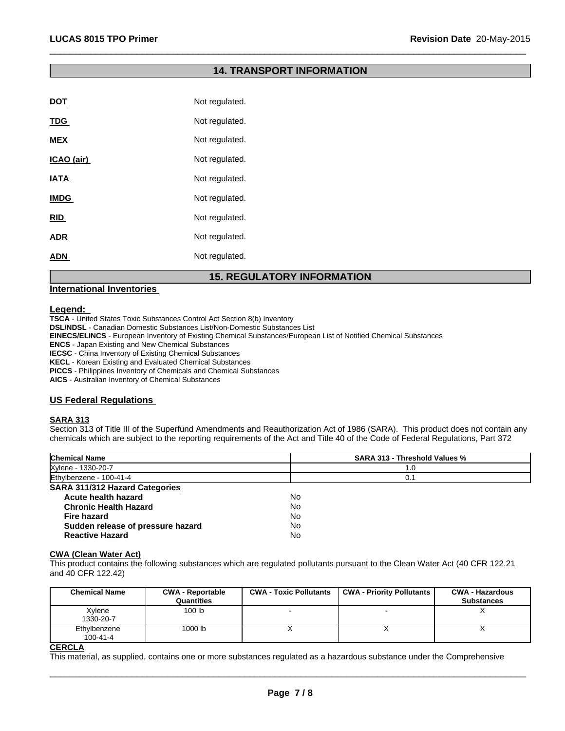## 14. TRANSPORT INFORMATION

**DOT** Not regulated.

**TDG** Not regulated.

**MEX** Not regulated.

**ICAO (air)** Not regulated.

**IATA** Not regulated.

**IMDG** Not regulated.

**RID** Not regulated.

**ADR** Not regulated.

**ADN** Not regulated.

## 15. REGULATORY INFORMATION

### International Inventories

**Legend:**

**TSCA** - United States Toxic Substances Control Act Section 8(b) Inventory
**DSL/NDSL** - Canadian Domestic Substances List/Non-Domestic Substances List
**EINECS/ELINCS** - European Inventory of Existing Chemical Substances/European List of Notified Chemical Substances
**ENCS** - Japan Existing and New Chemical Substances
**IECSC** - China Inventory of Existing Chemical Substances
**KECL** - Korean Existing and Evaluated Chemical Substances
**PICCS** - Philippines Inventory of Chemicals and Chemical Substances
**AICS** - Australian Inventory of Chemical Substances

### US Federal Regulations

**SARA 313**

Section 313 of Title III of the Superfund Amendments and Reauthorization Act of 1986 (SARA). This product does not contain any chemicals which are subject to the reporting requirements of the Act and Title 40 of the Code of Federal Regulations, Part 372

| Chemical Name | SARA 313 - Threshold Values % |
|---|---|
| Xylene - 1330-20-7 | 1.0 |
| Ethylbenzene - 100-41-4 | 0.1 |

**SARA 311/312 Hazard Categories**

| | |
|---|---|
| **Acute health hazard** | No |
| **Chronic Health Hazard** | No |
| **Fire hazard** | No |
| **Sudden release of pressure hazard** | No |
| **Reactive Hazard** | No |

**CWA (Clean Water Act)**

This product contains the following substances which are regulated pollutants pursuant to the Clean Water Act (40 CFR 122.21 and 40 CFR 122.42)

| Chemical Name | CWA - Reportable Quantities | CWA - Toxic Pollutants | CWA - Priority Pollutants | CWA - Hazardous Substances |
|---|---|---|---|---|
| Xylene 1330-20-7 | 100 lb | - | - | X |
| Ethylbenzene 100-41-4 | 1000 lb | X | X | X |

**CERCLA**

This material, as supplied, contains one or more substances regulated as a hazardous substance under the Comprehensive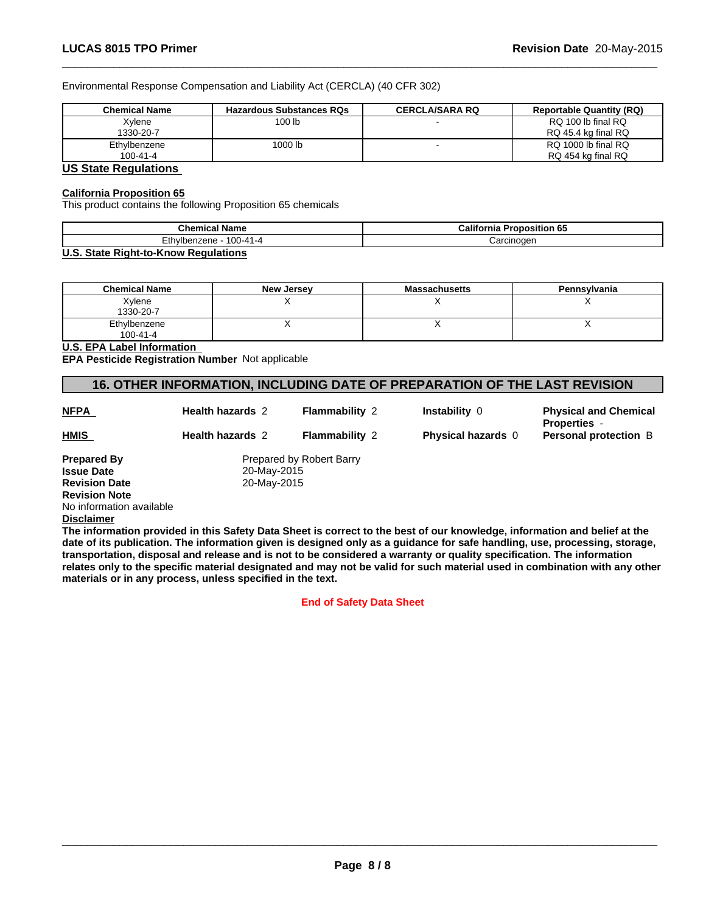Environmental Response Compensation and Liability Act (CERCLA) (40 CFR 302)

| Chemical Name | Hazardous Substances RQs | CERCLA/SARA RQ | Reportable Quantity (RQ) |
| --- | --- | --- | --- |
| Xylene<br>1330-20-7 | 100 lb | - | RQ 100 lb final RQ<br>RQ 45.4 kg final RQ |
| Ethylbenzene<br>100-41-4 | 1000 lb | - | RQ 1000 lb final RQ<br>RQ 454 kg final RQ |

## US State Regulations

**California Proposition 65**

This product contains the following Proposition 65 chemicals

| Chemical Name | California Proposition 65 |
| --- | --- |
| Ethylbenzene - 100-41-4 | Carcinogen |

**U.S. State Right-to-Know Regulations**

| Chemical Name | New Jersey | Massachusetts | Pennsylvania |
| --- | --- | --- | --- |
| Xylene<br>1330-20-7 | X | X | X |
| Ethylbenzene<br>100-41-4 | X | X | X |

**U.S. EPA Label Information**

**EPA Pesticide Registration Number** Not applicable

## 16. OTHER INFORMATION, INCLUDING DATE OF PREPARATION OF THE LAST REVISION

| | | | | |
| --- | --- | --- | --- | --- |
| **NFPA** | **Health hazards** 2 | **Flammability** 2 | **Instability** 0 | **Physical and Chemical Properties** - |
| **HMIS** | **Health hazards** 2 | **Flammability** 2 | **Physical hazards** 0 | **Personal protection** B |

**Prepared By** Prepared by Robert Barry
**Issue Date** 20-May-2015
**Revision Date** 20-May-2015
**Revision Note**
No information available

**Disclaimer**

**The information provided in this Safety Data Sheet is correct to the best of our knowledge, information and belief at the date of its publication. The information given is designed only as a guidance for safe handling, use, processing, storage, transportation, disposal and release and is not to be considered a warranty or quality specification. The information relates only to the specific material designated and may not be valid for such material used in combination with any other materials or in any process, unless specified in the text.**

**End of Safety Data Sheet**